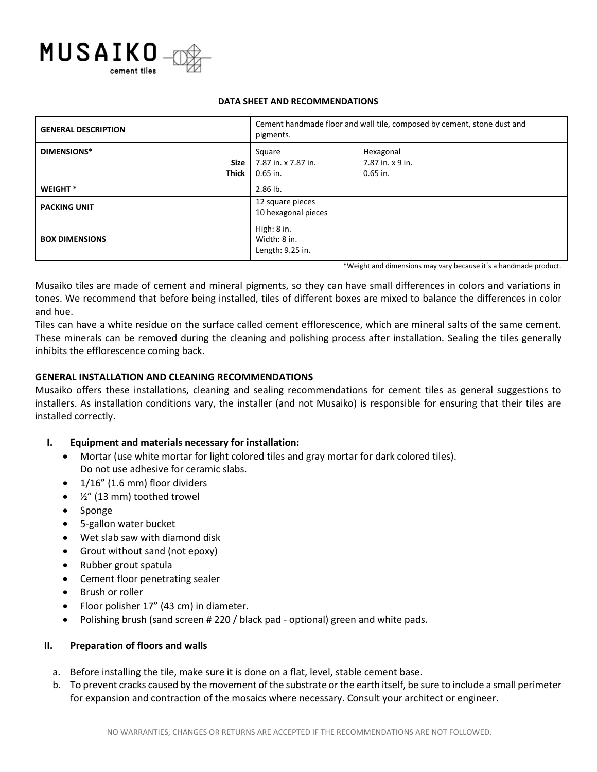# MUSAIKO cement tiles

**DATA SHEET AND RECOMMENDATIONS**

| | | |
|---|---|---|
| **GENERAL DESCRIPTION** | Cement handmade floor and wall tile, composed by cement, stone dust and pigments. | |
| **DIMENSIONS*** **Size** **Thick** | Square 7.87 in. x 7.87 in. 0.65 in. | Hexagonal 7.87 in. x 9 in. 0.65 in. |
| **WEIGHT *** | 2.86 lb. | |
| **PACKING UNIT** | 12 square pieces<br>10 hexagonal pieces | |
| **BOX DIMENSIONS** | High: 8 in.<br>Width: 8 in.<br>Length: 9.25 in. | |

*Weight and dimensions may vary because it´s a handmade product.

Musaiko tiles are made of cement and mineral pigments, so they can have small differences in colors and variations in tones. We recommend that before being installed, tiles of different boxes are mixed to balance the differences in color and hue.

Tiles can have a white residue on the surface called cement efflorescence, which are mineral salts of the same cement. These minerals can be removed during the cleaning and polishing process after installation. Sealing the tiles generally inhibits the efflorescence coming back.

**GENERAL INSTALLATION AND CLEANING RECOMMENDATIONS**

Musaiko offers these installations, cleaning and sealing recommendations for cement tiles as general suggestions to installers. As installation conditions vary, the installer (and not Musaiko) is responsible for ensuring that their tiles are installed correctly.

**I. Equipment and materials necessary for installation:**

- Mortar (use white mortar for light colored tiles and gray mortar for dark colored tiles).
  Do not use adhesive for ceramic slabs.
- 1/16" (1.6 mm) floor dividers
- ½" (13 mm) toothed trowel
- Sponge
- 5-gallon water bucket
- Wet slab saw with diamond disk
- Grout without sand (not epoxy)
- Rubber grout spatula
- Cement floor penetrating sealer
- Brush or roller
- Floor polisher 17" (43 cm) in diameter.
- Polishing brush (sand screen # 220 / black pad - optional) green and white pads.

**II. Preparation of floors and walls**

a. Before installing the tile, make sure it is done on a flat, level, stable cement base.
b. To prevent cracks caused by the movement of the substrate or the earth itself, be sure to include a small perimeter for expansion and contraction of the mosaics where necessary. Consult your architect or engineer.

NO WARRANTIES, CHANGES OR RETURNS ARE ACCEPTED IF THE RECOMMENDATIONS ARE NOT FOLLOWED.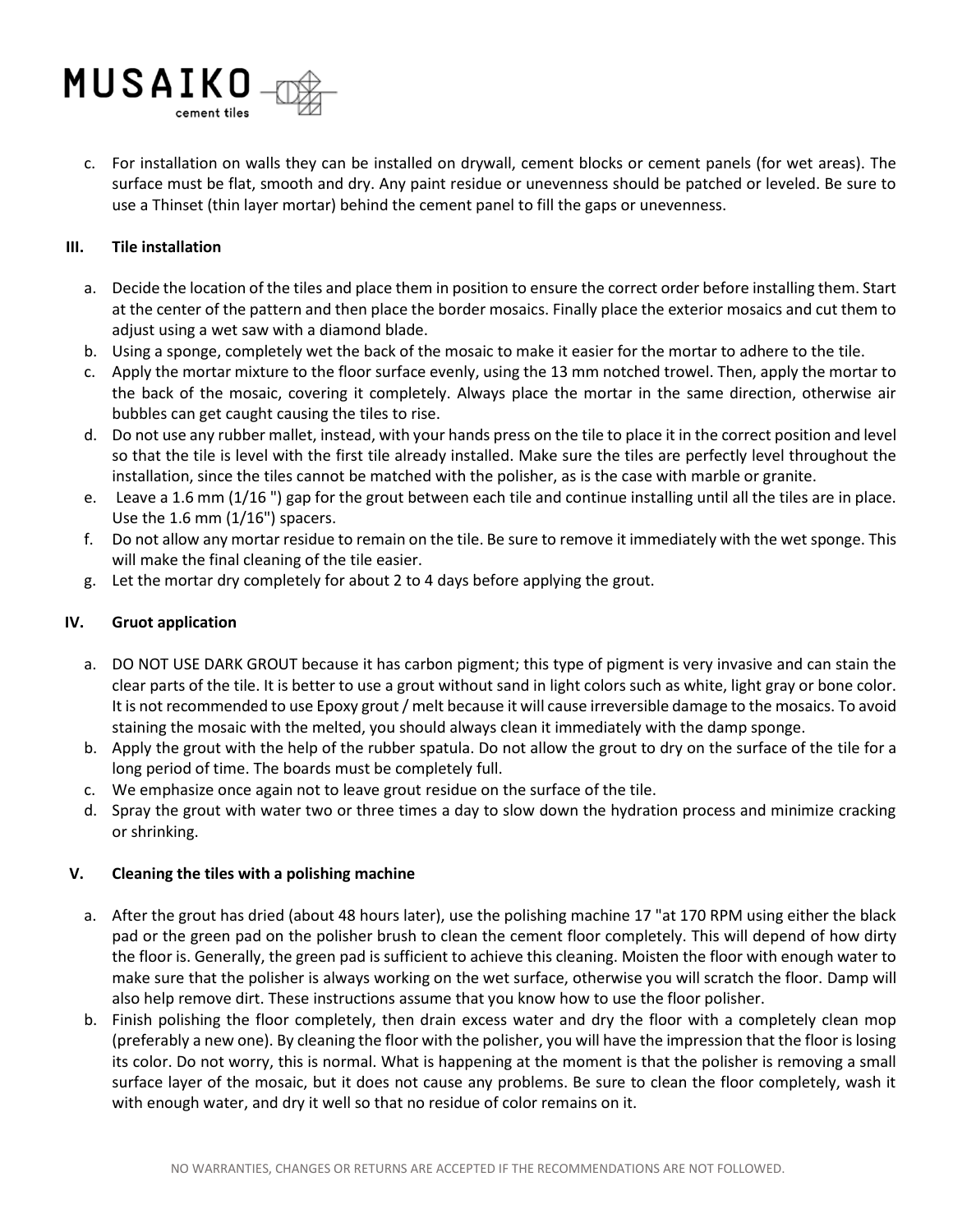c. For installation on walls they can be installed on drywall, cement blocks or cement panels (for wet areas). The surface must be flat, smooth and dry. Any paint residue or unevenness should be patched or leveled. Be sure to use a Thinset (thin layer mortar) behind the cement panel to fill the gaps or unevenness.

## III. Tile installation

a. Decide the location of the tiles and place them in position to ensure the correct order before installing them. Start at the center of the pattern and then place the border mosaics. Finally place the exterior mosaics and cut them to adjust using a wet saw with a diamond blade.
b. Using a sponge, completely wet the back of the mosaic to make it easier for the mortar to adhere to the tile.
c. Apply the mortar mixture to the floor surface evenly, using the 13 mm notched trowel. Then, apply the mortar to the back of the mosaic, covering it completely. Always place the mortar in the same direction, otherwise air bubbles can get caught causing the tiles to rise.
d. Do not use any rubber mallet, instead, with your hands press on the tile to place it in the correct position and level so that the tile is level with the first tile already installed. Make sure the tiles are perfectly level throughout the installation, since the tiles cannot be matched with the polisher, as is the case with marble or granite.
e. Leave a 1.6 mm (1/16 ") gap for the grout between each tile and continue installing until all the tiles are in place. Use the 1.6 mm (1/16") spacers.
f. Do not allow any mortar residue to remain on the tile. Be sure to remove it immediately with the wet sponge. This will make the final cleaning of the tile easier.
g. Let the mortar dry completely for about 2 to 4 days before applying the grout.

## IV. Gruot application

a. DO NOT USE DARK GROUT because it has carbon pigment; this type of pigment is very invasive and can stain the clear parts of the tile. It is better to use a grout without sand in light colors such as white, light gray or bone color. It is not recommended to use Epoxy grout / melt because it will cause irreversible damage to the mosaics. To avoid staining the mosaic with the melted, you should always clean it immediately with the damp sponge.
b. Apply the grout with the help of the rubber spatula. Do not allow the grout to dry on the surface of the tile for a long period of time. The boards must be completely full.
c. We emphasize once again not to leave grout residue on the surface of the tile.
d. Spray the grout with water two or three times a day to slow down the hydration process and minimize cracking or shrinking.

## V. Cleaning the tiles with a polishing machine

a. After the grout has dried (about 48 hours later), use the polishing machine 17 "at 170 RPM using either the black pad or the green pad on the polisher brush to clean the cement floor completely. This will depend of how dirty the floor is. Generally, the green pad is sufficient to achieve this cleaning. Moisten the floor with enough water to make sure that the polisher is always working on the wet surface, otherwise you will scratch the floor. Damp will also help remove dirt. These instructions assume that you know how to use the floor polisher.
b. Finish polishing the floor completely, then drain excess water and dry the floor with a completely clean mop (preferably a new one). By cleaning the floor with the polisher, you will have the impression that the floor is losing its color. Do not worry, this is normal. What is happening at the moment is that the polisher is removing a small surface layer of the mosaic, but it does not cause any problems. Be sure to clean the floor completely, wash it with enough water, and dry it well so that no residue of color remains on it.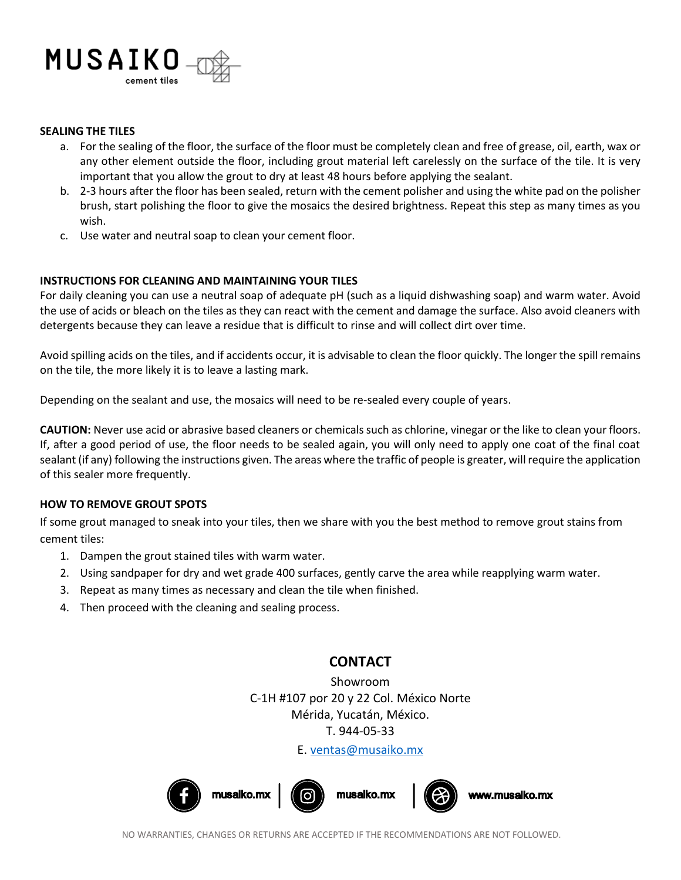MUSAIKO
cement tiles

**SEALING THE TILES**

a. For the sealing of the floor, the surface of the floor must be completely clean and free of grease, oil, earth, wax or any other element outside the floor, including grout material left carelessly on the surface of the tile. It is very important that you allow the grout to dry at least 48 hours before applying the sealant.
b. 2-3 hours after the floor has been sealed, return with the cement polisher and using the white pad on the polisher brush, start polishing the floor to give the mosaics the desired brightness. Repeat this step as many times as you wish.
c. Use water and neutral soap to clean your cement floor.

**INSTRUCTIONS FOR CLEANING AND MAINTAINING YOUR TILES**

For daily cleaning you can use a neutral soap of adequate pH (such as a liquid dishwashing soap) and warm water. Avoid the use of acids or bleach on the tiles as they can react with the cement and damage the surface. Also avoid cleaners with detergents because they can leave a residue that is difficult to rinse and will collect dirt over time.

Avoid spilling acids on the tiles, and if accidents occur, it is advisable to clean the floor quickly. The longer the spill remains on the tile, the more likely it is to leave a lasting mark.

Depending on the sealant and use, the mosaics will need to be re-sealed every couple of years.

**CAUTION:** Never use acid or abrasive based cleaners or chemicals such as chlorine, vinegar or the like to clean your floors. If, after a good period of use, the floor needs to be sealed again, you will only need to apply one coat of the final coat sealant (if any) following the instructions given. The areas where the traffic of people is greater, will require the application of this sealer more frequently.

**HOW TO REMOVE GROUT SPOTS**

If some grout managed to sneak into your tiles, then we share with you the best method to remove grout stains from cement tiles:

1. Dampen the grout stained tiles with warm water.
2. Using sandpaper for dry and wet grade 400 surfaces, gently carve the area while reapplying warm water.
3. Repeat as many times as necessary and clean the tile when finished.
4. Then proceed with the cleaning and sealing process.

## CONTACT

Showroom
C-1H #107 por 20 y 22 Col. México Norte
Mérida, Yucatán, México.
T. 944-05-33
E. ventas@musaiko.mx

musaiko.mx | musaiko.mx | www.musaiko.mx

NO WARRANTIES, CHANGES OR RETURNS ARE ACCEPTED IF THE RECOMMENDATIONS ARE NOT FOLLOWED.